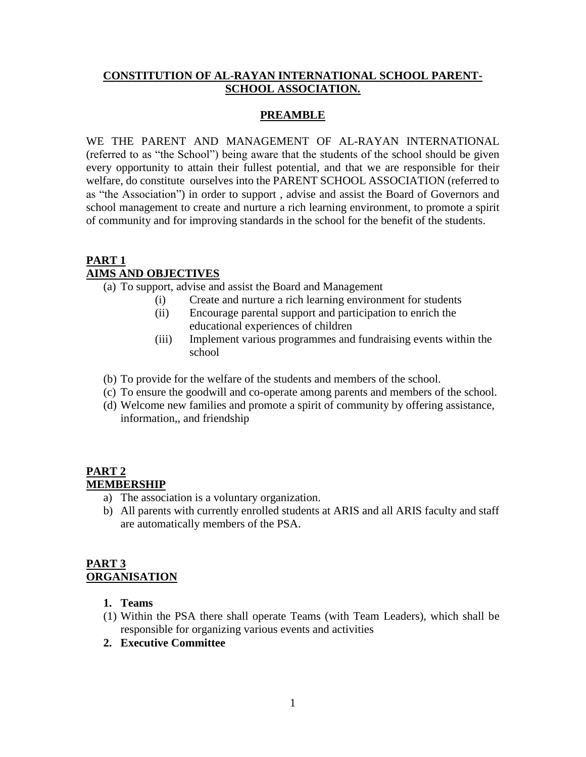# CONSTITUTION OF AL-RAYAN INTERNATIONAL SCHOOL PARENT-SCHOOL ASSOCIATION.

## PREAMBLE

WE THE PARENT AND MANAGEMENT OF AL-RAYAN INTERNATIONAL (referred to as "the School") being aware that the students of the school should be given every opportunity to attain their fullest potential, and that we are responsible for their welfare, do constitute ourselves into the PARENT SCHOOL ASSOCIATION (referred to as "the Association") in order to support , advise and assist the Board of Governors and school management to create and nurture a rich learning environment, to promote a spirit of community and for improving standards in the school for the benefit of the students.

## PART 1
## AIMS AND OBJECTIVES

(a) To support, advise and assist the Board and Management
   - (i) Create and nurture a rich learning environment for students
   - (ii) Encourage parental support and participation to enrich the educational experiences of children
   - (iii) Implement various programmes and fundraising events within the school

(b) To provide for the welfare of the students and members of the school.

(c) To ensure the goodwill and co-operate among parents and members of the school.

(d) Welcome new families and promote a spirit of community by offering assistance, information,, and friendship

## PART 2
## MEMBERSHIP

a) The association is a voluntary organization.

b) All parents with currently enrolled students at ARIS and all ARIS faculty and staff are automatically members of the PSA.

## PART 3
## ORGANISATION

**1. Teams**

(1) Within the PSA there shall operate Teams (with Team Leaders), which shall be responsible for organizing various events and activities

**2. Executive Committee**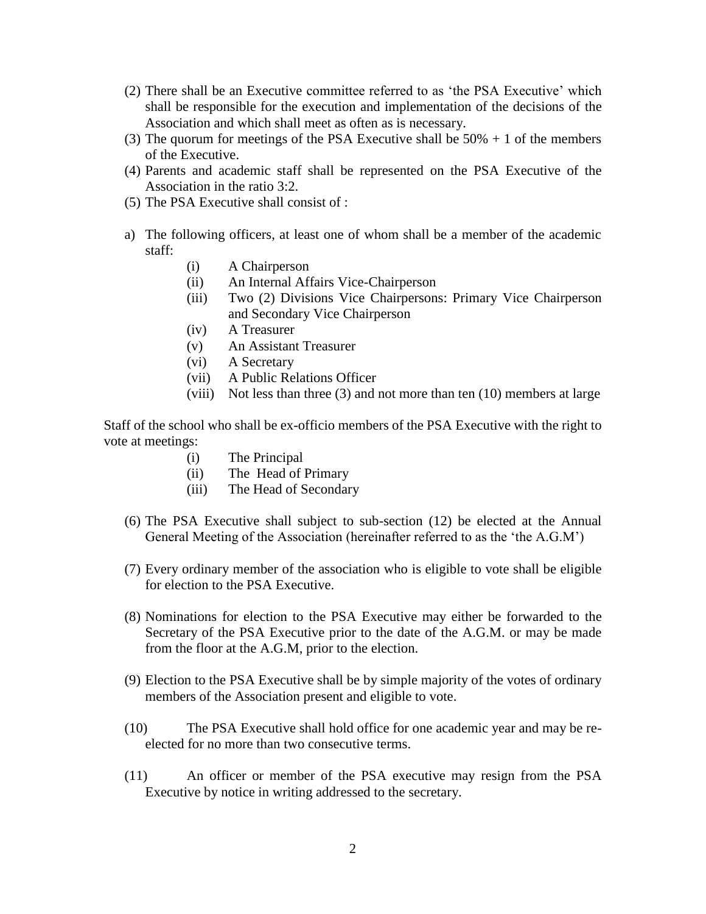(2) There shall be an Executive committee referred to as 'the PSA Executive' which shall be responsible for the execution and implementation of the decisions of the Association and which shall meet as often as is necessary.

(3) The quorum for meetings of the PSA Executive shall be 50% + 1 of the members of the Executive.

(4) Parents and academic staff shall be represented on the PSA Executive of the Association in the ratio 3:2.

(5) The PSA Executive shall consist of :

a) The following officers, at least one of whom shall be a member of the academic staff:

   (i) A Chairperson
   (ii) An Internal Affairs Vice-Chairperson
   (iii) Two (2) Divisions Vice Chairpersons: Primary Vice Chairperson and Secondary Vice Chairperson
   (iv) A Treasurer
   (v) An Assistant Treasurer
   (vi) A Secretary
   (vii) A Public Relations Officer
   (viii) Not less than three (3) and not more than ten (10) members at large

Staff of the school who shall be ex-officio members of the PSA Executive with the right to vote at meetings:

   (i) The Principal
   (ii) The Head of Primary
   (iii) The Head of Secondary

(6) The PSA Executive shall subject to sub-section (12) be elected at the Annual General Meeting of the Association (hereinafter referred to as the 'the A.G.M')

(7) Every ordinary member of the association who is eligible to vote shall be eligible for election to the PSA Executive.

(8) Nominations for election to the PSA Executive may either be forwarded to the Secretary of the PSA Executive prior to the date of the A.G.M. or may be made from the floor at the A.G.M, prior to the election.

(9) Election to the PSA Executive shall be by simple majority of the votes of ordinary members of the Association present and eligible to vote.

(10) The PSA Executive shall hold office for one academic year and may be re-elected for no more than two consecutive terms.

(11) An officer or member of the PSA executive may resign from the PSA Executive by notice in writing addressed to the secretary.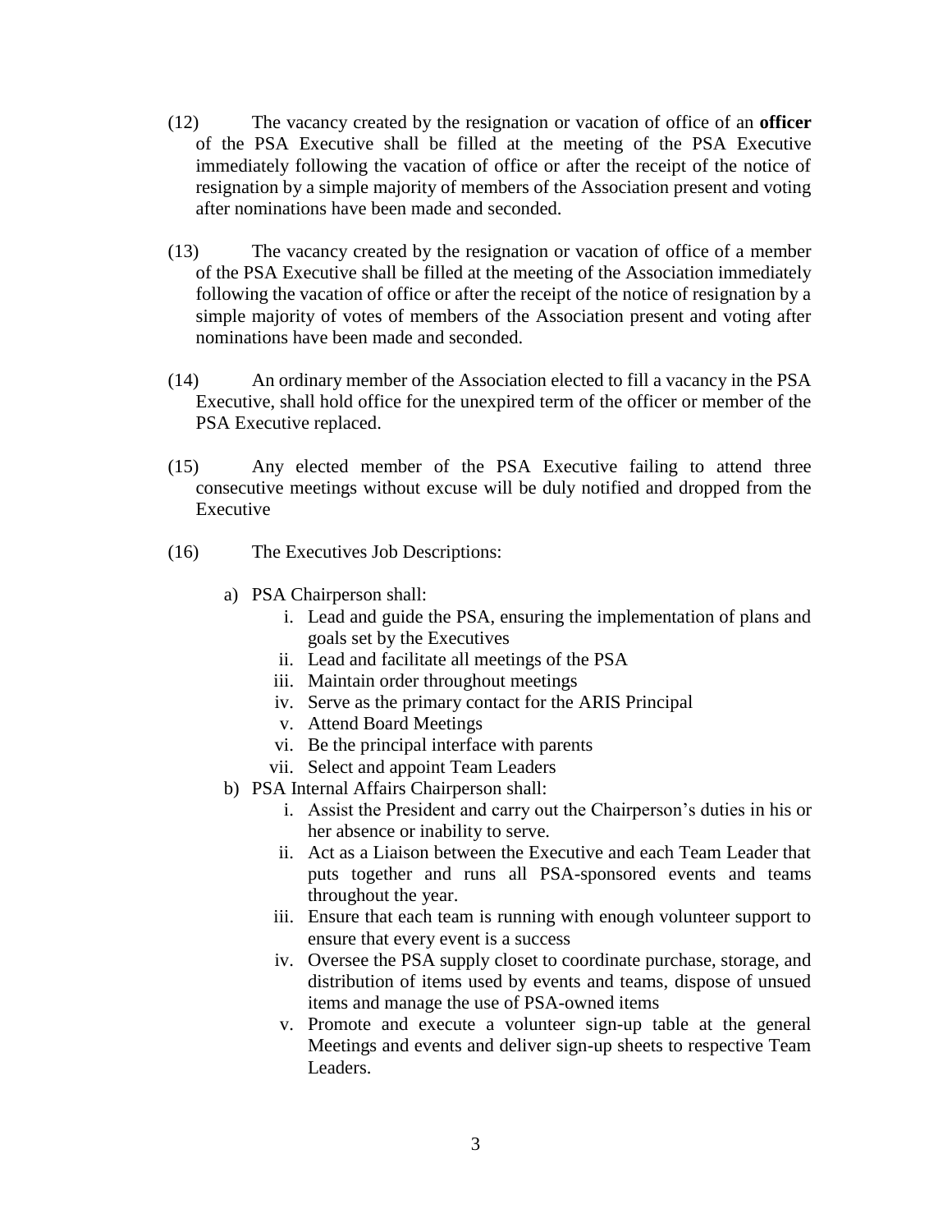(12) The vacancy created by the resignation or vacation of office of an **officer** of the PSA Executive shall be filled at the meeting of the PSA Executive immediately following the vacation of office or after the receipt of the notice of resignation by a simple majority of members of the Association present and voting after nominations have been made and seconded.

(13) The vacancy created by the resignation or vacation of office of a member of the PSA Executive shall be filled at the meeting of the Association immediately following the vacation of office or after the receipt of the notice of resignation by a simple majority of votes of members of the Association present and voting after nominations have been made and seconded.

(14) An ordinary member of the Association elected to fill a vacancy in the PSA Executive, shall hold office for the unexpired term of the officer or member of the PSA Executive replaced.

(15) Any elected member of the PSA Executive failing to attend three consecutive meetings without excuse will be duly notified and dropped from the Executive

(16) The Executives Job Descriptions:

a) PSA Chairperson shall:
   1. Lead and guide the PSA, ensuring the implementation of plans and goals set by the Executives
   2. Lead and facilitate all meetings of the PSA
   3. Maintain order throughout meetings
   4. Serve as the primary contact for the ARIS Principal
   5. Attend Board Meetings
   6. Be the principal interface with parents
   7. Select and appoint Team Leaders

b) PSA Internal Affairs Chairperson shall:
   1. Assist the President and carry out the Chairperson's duties in his or her absence or inability to serve.
   2. Act as a Liaison between the Executive and each Team Leader that puts together and runs all PSA-sponsored events and teams throughout the year.
   3. Ensure that each team is running with enough volunteer support to ensure that every event is a success
   4. Oversee the PSA supply closet to coordinate purchase, storage, and distribution of items used by events and teams, dispose of unsued items and manage the use of PSA-owned items
   5. Promote and execute a volunteer sign-up table at the general Meetings and events and deliver sign-up sheets to respective Team Leaders.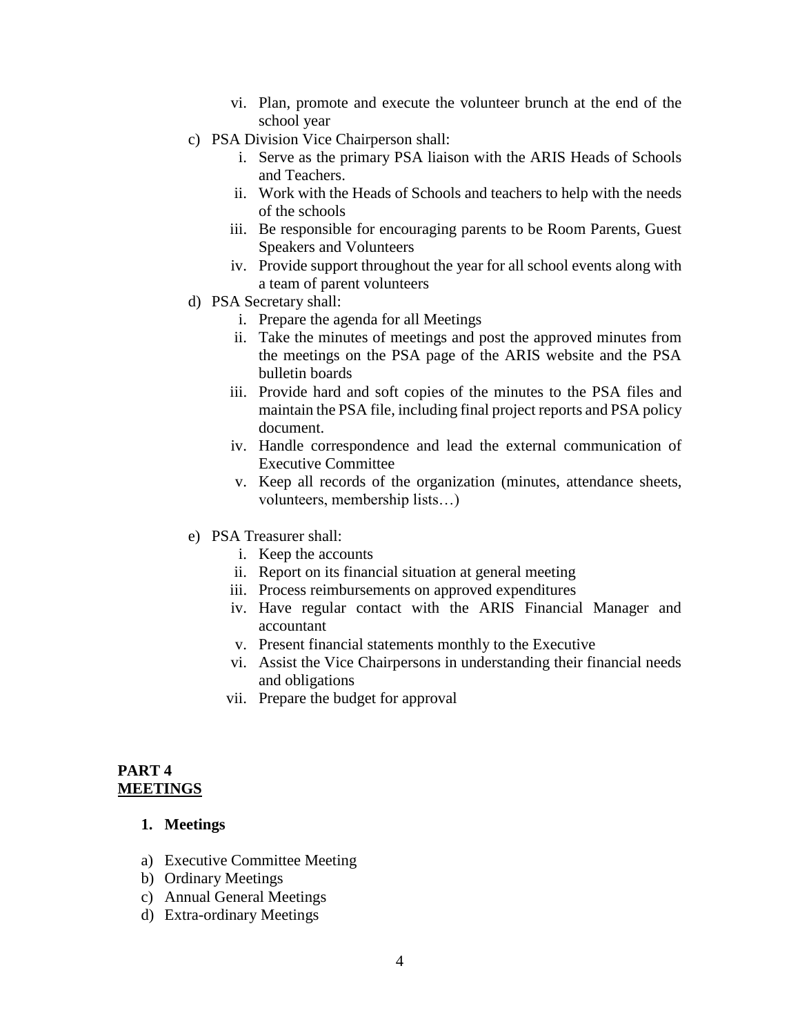vi. Plan, promote and execute the volunteer brunch at the end of the school year

c) PSA Division Vice Chairperson shall:
   i. Serve as the primary PSA liaison with the ARIS Heads of Schools and Teachers.
   ii. Work with the Heads of Schools and teachers to help with the needs of the schools
   iii. Be responsible for encouraging parents to be Room Parents, Guest Speakers and Volunteers
   iv. Provide support throughout the year for all school events along with a team of parent volunteers

d) PSA Secretary shall:
   i. Prepare the agenda for all Meetings
   ii. Take the minutes of meetings and post the approved minutes from the meetings on the PSA page of the ARIS website and the PSA bulletin boards
   iii. Provide hard and soft copies of the minutes to the PSA files and maintain the PSA file, including final project reports and PSA policy document.
   iv. Handle correspondence and lead the external communication of Executive Committee
   v. Keep all records of the organization (minutes, attendance sheets, volunteers, membership lists…)

e) PSA Treasurer shall:
   i. Keep the accounts
   ii. Report on its financial situation at general meeting
   iii. Process reimbursements on approved expenditures
   iv. Have regular contact with the ARIS Financial Manager and accountant
   v. Present financial statements monthly to the Executive
   vi. Assist the Vice Chairpersons in understanding their financial needs and obligations
   vii. Prepare the budget for approval

## PART 4
## MEETINGS

### 1. Meetings

a) Executive Committee Meeting
b) Ordinary Meetings
c) Annual General Meetings
d) Extra-ordinary Meetings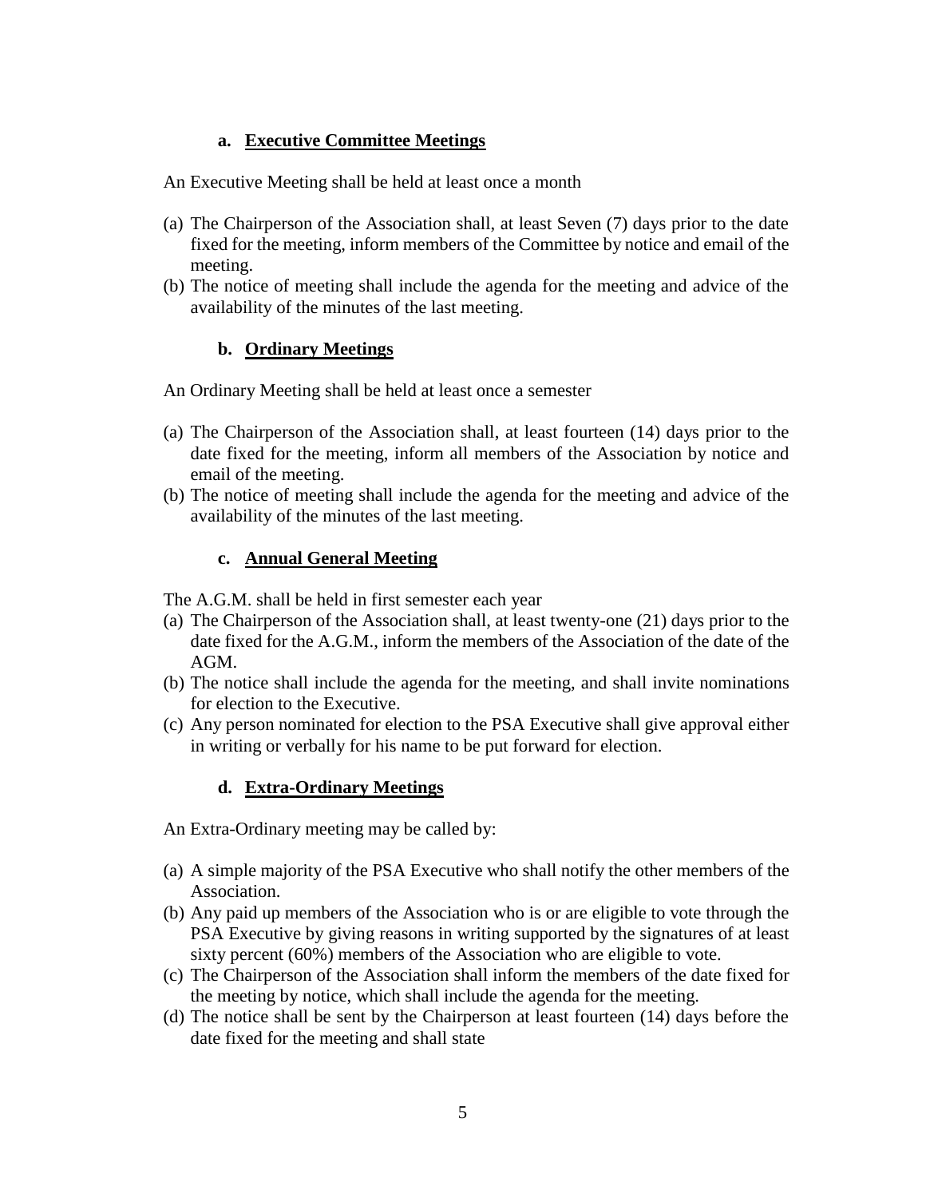### a. Executive Committee Meetings

An Executive Meeting shall be held at least once a month

(a) The Chairperson of the Association shall, at least Seven (7) days prior to the date fixed for the meeting, inform members of the Committee by notice and email of the meeting.
(b) The notice of meeting shall include the agenda for the meeting and advice of the availability of the minutes of the last meeting.

### b. Ordinary Meetings

An Ordinary Meeting shall be held at least once a semester

(a) The Chairperson of the Association shall, at least fourteen (14) days prior to the date fixed for the meeting, inform all members of the Association by notice and email of the meeting.
(b) The notice of meeting shall include the agenda for the meeting and advice of the availability of the minutes of the last meeting.

### c. Annual General Meeting

The A.G.M. shall be held in first semester each year

(a) The Chairperson of the Association shall, at least twenty-one (21) days prior to the date fixed for the A.G.M., inform the members of the Association of the date of the AGM.
(b) The notice shall include the agenda for the meeting, and shall invite nominations for election to the Executive.
(c) Any person nominated for election to the PSA Executive shall give approval either in writing or verbally for his name to be put forward for election.

### d. Extra-Ordinary Meetings

An Extra-Ordinary meeting may be called by:

(a) A simple majority of the PSA Executive who shall notify the other members of the Association.
(b) Any paid up members of the Association who is or are eligible to vote through the PSA Executive by giving reasons in writing supported by the signatures of at least sixty percent (60%) members of the Association who are eligible to vote.
(c) The Chairperson of the Association shall inform the members of the date fixed for the meeting by notice, which shall include the agenda for the meeting.
(d) The notice shall be sent by the Chairperson at least fourteen (14) days before the date fixed for the meeting and shall state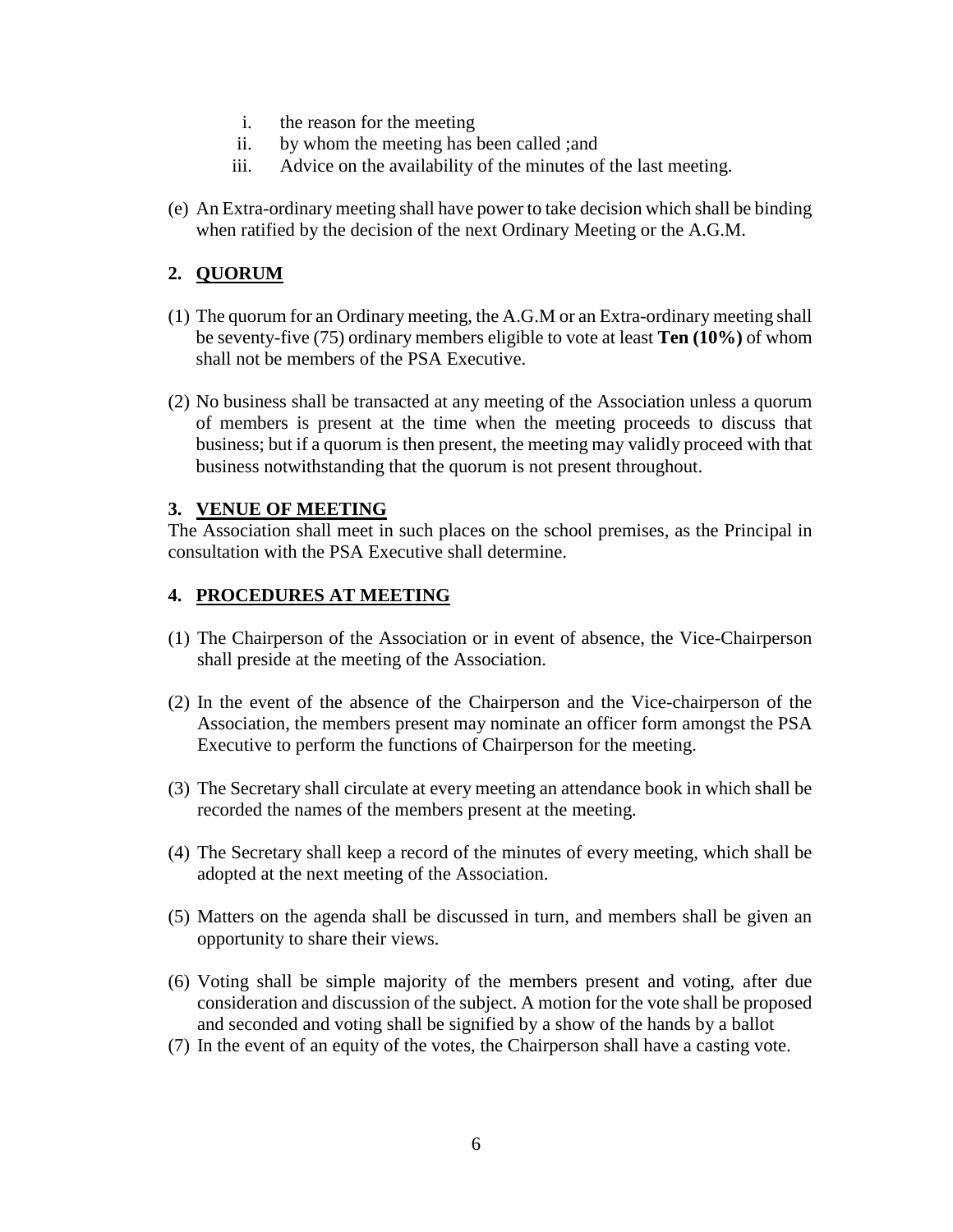i. the reason for the meeting
ii. by whom the meeting has been called ;and
iii. Advice on the availability of the minutes of the last meeting.

(e) An Extra-ordinary meeting shall have power to take decision which shall be binding when ratified by the decision of the next Ordinary Meeting or the A.G.M.

## 2. QUORUM

(1) The quorum for an Ordinary meeting, the A.G.M or an Extra-ordinary meeting shall be seventy-five (75) ordinary members eligible to vote at least **Ten (10%)** of whom shall not be members of the PSA Executive.

(2) No business shall be transacted at any meeting of the Association unless a quorum of members is present at the time when the meeting proceeds to discuss that business; but if a quorum is then present, the meeting may validly proceed with that business notwithstanding that the quorum is not present throughout.

## 3. VENUE OF MEETING

The Association shall meet in such places on the school premises, as the Principal in consultation with the PSA Executive shall determine.

## 4. PROCEDURES AT MEETING

(1) The Chairperson of the Association or in event of absence, the Vice-Chairperson shall preside at the meeting of the Association.

(2) In the event of the absence of the Chairperson and the Vice-chairperson of the Association, the members present may nominate an officer form amongst the PSA Executive to perform the functions of Chairperson for the meeting.

(3) The Secretary shall circulate at every meeting an attendance book in which shall be recorded the names of the members present at the meeting.

(4) The Secretary shall keep a record of the minutes of every meeting, which shall be adopted at the next meeting of the Association.

(5) Matters on the agenda shall be discussed in turn, and members shall be given an opportunity to share their views.

(6) Voting shall be simple majority of the members present and voting, after due consideration and discussion of the subject. A motion for the vote shall be proposed and seconded and voting shall be signified by a show of the hands by a ballot

(7) In the event of an equity of the votes, the Chairperson shall have a casting vote.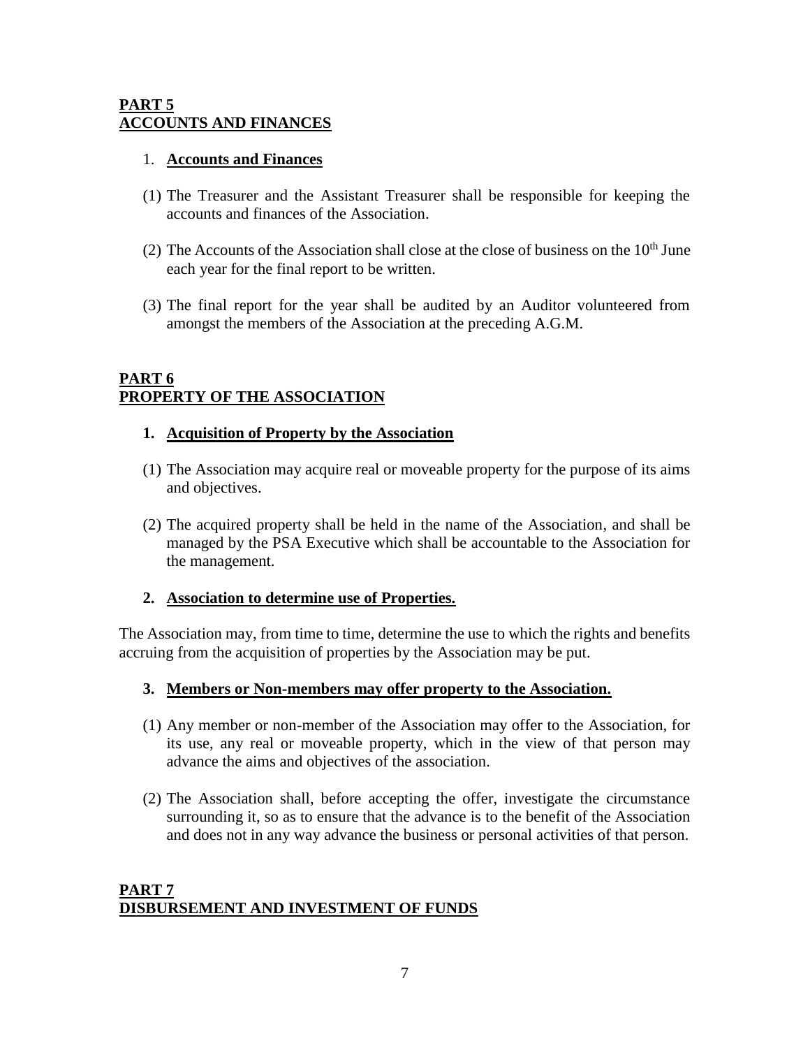## **PART 5**
## **ACCOUNTS AND FINANCES**

1. **Accounts and Finances**

(1) The Treasurer and the Assistant Treasurer shall be responsible for keeping the accounts and finances of the Association.

(2) The Accounts of the Association shall close at the close of business on the 10th June each year for the final report to be written.

(3) The final report for the year shall be audited by an Auditor volunteered from amongst the members of the Association at the preceding A.G.M.

## **PART 6**
## **PROPERTY OF THE ASSOCIATION**

1. **Acquisition of Property by the Association**

(1) The Association may acquire real or moveable property for the purpose of its aims and objectives.

(2) The acquired property shall be held in the name of the Association, and shall be managed by the PSA Executive which shall be accountable to the Association for the management.

2. **Association to determine use of Properties.**

The Association may, from time to time, determine the use to which the rights and benefits accruing from the acquisition of properties by the Association may be put.

3. **Members or Non-members may offer property to the Association.**

(1) Any member or non-member of the Association may offer to the Association, for its use, any real or moveable property, which in the view of that person may advance the aims and objectives of the association.

(2) The Association shall, before accepting the offer, investigate the circumstance surrounding it, so as to ensure that the advance is to the benefit of the Association and does not in any way advance the business or personal activities of that person.

## **PART 7**
## **DISBURSEMENT AND INVESTMENT OF FUNDS**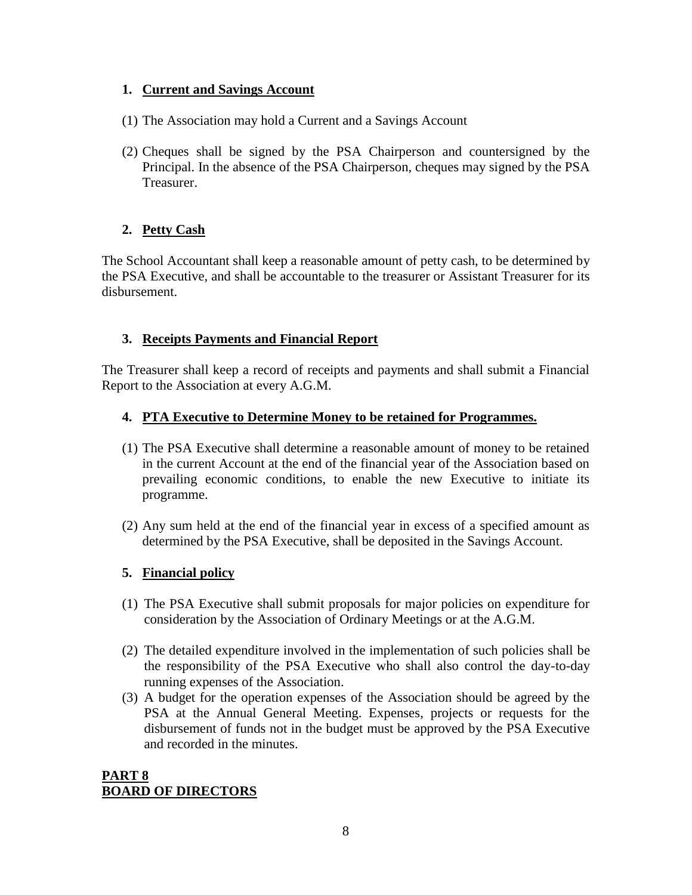### 1. **Current and Savings Account**

(1) The Association may hold a Current and a Savings Account

(2) Cheques shall be signed by the PSA Chairperson and countersigned by the Principal. In the absence of the PSA Chairperson, cheques may signed by the PSA Treasurer.

### 2. **Petty Cash**

The School Accountant shall keep a reasonable amount of petty cash, to be determined by the PSA Executive, and shall be accountable to the treasurer or Assistant Treasurer for its disbursement.

### 3. **Receipts Payments and Financial Report**

The Treasurer shall keep a record of receipts and payments and shall submit a Financial Report to the Association at every A.G.M.

### 4. **PTA Executive to Determine Money to be retained for Programmes.**

(1) The PSA Executive shall determine a reasonable amount of money to be retained in the current Account at the end of the financial year of the Association based on prevailing economic conditions, to enable the new Executive to initiate its programme.

(2) Any sum held at the end of the financial year in excess of a specified amount as determined by the PSA Executive, shall be deposited in the Savings Account.

### 5. **Financial policy**

(1) The PSA Executive shall submit proposals for major policies on expenditure for consideration by the Association of Ordinary Meetings or at the A.G.M.

(2) The detailed expenditure involved in the implementation of such policies shall be the responsibility of the PSA Executive who shall also control the day-to-day running expenses of the Association.

(3) A budget for the operation expenses of the Association should be agreed by the PSA at the Annual General Meeting. Expenses, projects or requests for the disbursement of funds not in the budget must be approved by the PSA Executive and recorded in the minutes.

## **PART 8**
## **BOARD OF DIRECTORS**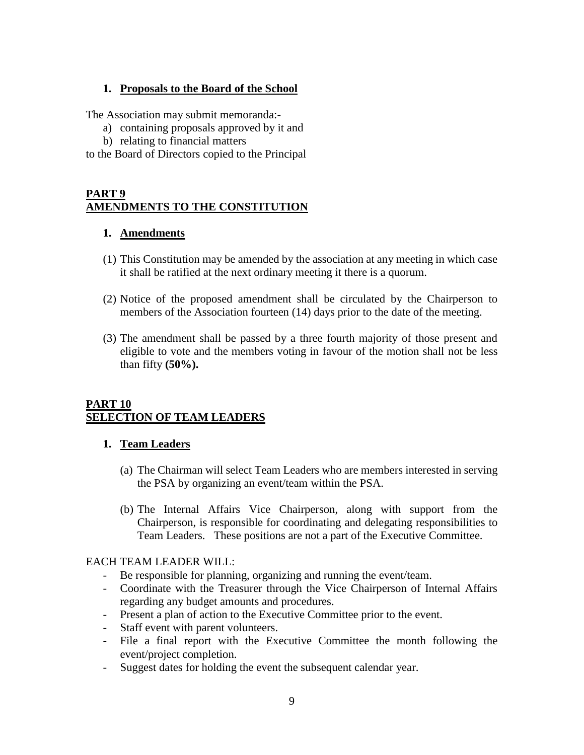### 1. Proposals to the Board of the School

The Association may submit memoranda:-

a) containing proposals approved by it and
b) relating to financial matters

to the Board of Directors copied to the Principal

## PART 9
## AMENDMENTS TO THE CONSTITUTION

### 1. Amendments

(1) This Constitution may be amended by the association at any meeting in which case it shall be ratified at the next ordinary meeting it there is a quorum.

(2) Notice of the proposed amendment shall be circulated by the Chairperson to members of the Association fourteen (14) days prior to the date of the meeting.

(3) The amendment shall be passed by a three fourth majority of those present and eligible to vote and the members voting in favour of the motion shall not be less than fifty **(50%).**

## PART 10
## SELECTION OF TEAM LEADERS

### 1. Team Leaders

(a) The Chairman will select Team Leaders who are members interested in serving the PSA by organizing an event/team within the PSA.

(b) The Internal Affairs Vice Chairperson, along with support from the Chairperson, is responsible for coordinating and delegating responsibilities to Team Leaders. These positions are not a part of the Executive Committee.

EACH TEAM LEADER WILL:

- Be responsible for planning, organizing and running the event/team.
- Coordinate with the Treasurer through the Vice Chairperson of Internal Affairs regarding any budget amounts and procedures.
- Present a plan of action to the Executive Committee prior to the event.
- Staff event with parent volunteers.
- File a final report with the Executive Committee the month following the event/project completion.
- Suggest dates for holding the event the subsequent calendar year.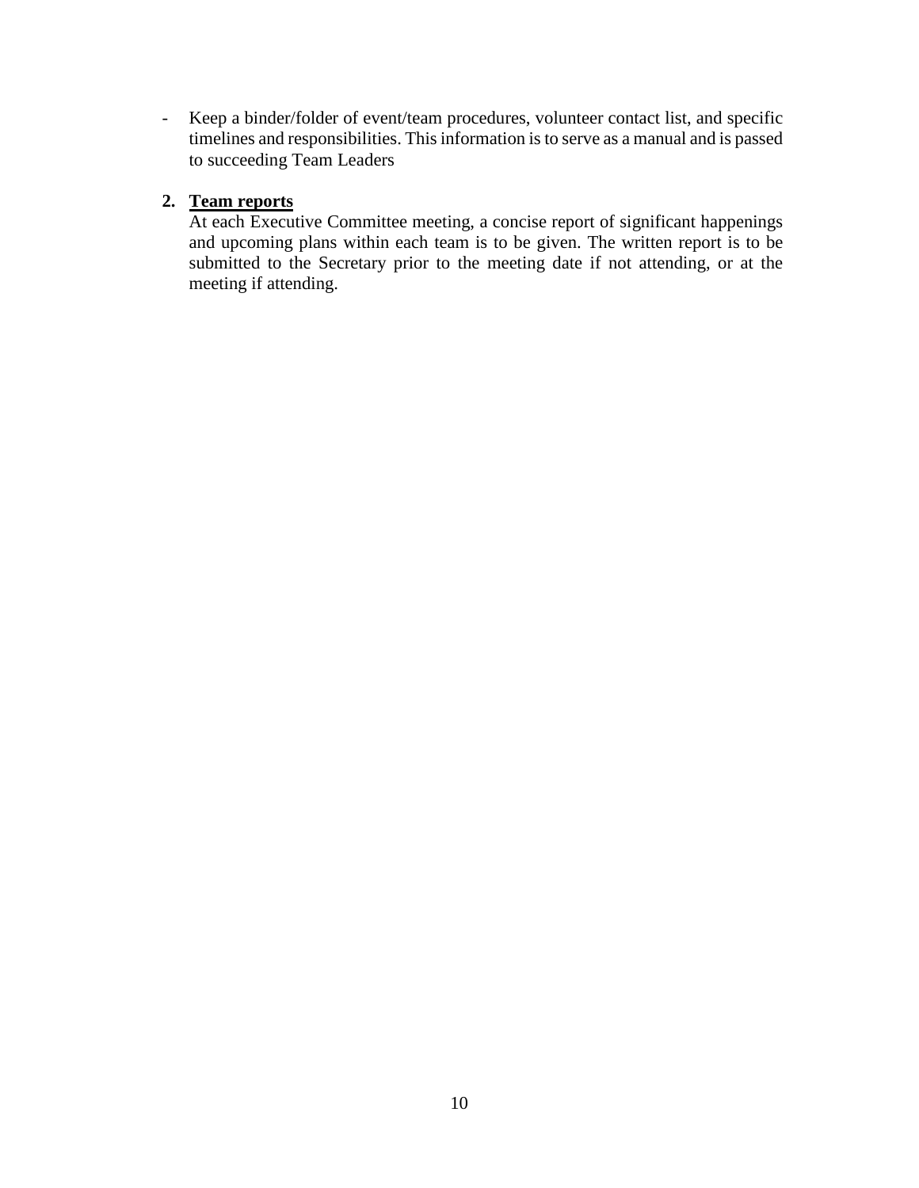- Keep a binder/folder of event/team procedures, volunteer contact list, and specific timelines and responsibilities. This information is to serve as a manual and is passed to succeeding Team Leaders

2. **Team reports**

   At each Executive Committee meeting, a concise report of significant happenings and upcoming plans within each team is to be given. The written report is to be submitted to the Secretary prior to the meeting date if not attending, or at the meeting if attending.